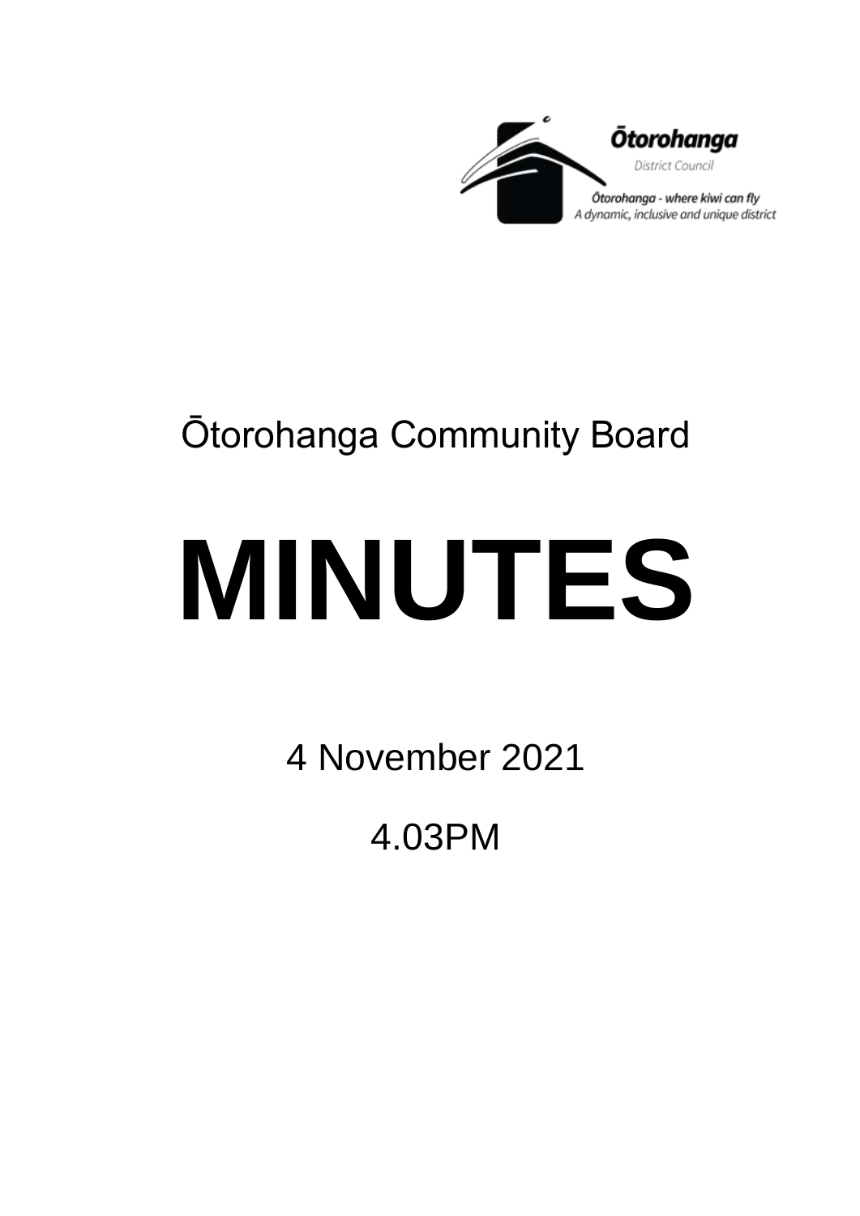Ōtorohanga

District Council

Ōtorohanga - where kiwi can fly
A dynamic, inclusive and unique district

Ōtorohanga Community Board

# MINUTES

4 November 2021

4.03PM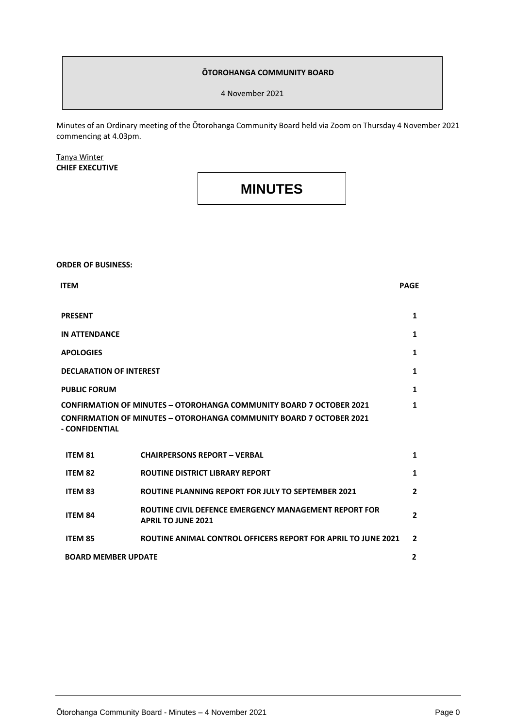**ŌTOROHANGA COMMUNITY BOARD**

4 November 2021

Minutes of an Ordinary meeting of the Ōtorohanga Community Board held via Zoom on Thursday 4 November 2021 commencing at 4.03pm.

Tanya Winter
**CHIEF EXECUTIVE**

# MINUTES

**ORDER OF BUSINESS:**

| ITEM | | PAGE |
|---|---|---|
| **PRESENT** | | **1** |
| **IN ATTENDANCE** | | **1** |
| **APOLOGIES** | | **1** |
| **DECLARATION OF INTEREST** | | **1** |
| **PUBLIC FORUM** | | **1** |
| **CONFIRMATION OF MINUTES – OTOROHANGA COMMUNITY BOARD 7 OCTOBER 2021** | | **1** |
| **CONFIRMATION OF MINUTES – OTOROHANGA COMMUNITY BOARD 7 OCTOBER 2021 - CONFIDENTIAL** | | |
| **ITEM 81** | **CHAIRPERSONS REPORT – VERBAL** | **1** |
| **ITEM 82** | **ROUTINE DISTRICT LIBRARY REPORT** | **1** |
| **ITEM 83** | **ROUTINE PLANNING REPORT FOR JULY TO SEPTEMBER 2021** | **2** |
| **ITEM 84** | **ROUTINE CIVIL DEFENCE EMERGENCY MANAGEMENT REPORT FOR APRIL TO JUNE 2021** | **2** |
| **ITEM 85** | **ROUTINE ANIMAL CONTROL OFFICERS REPORT FOR APRIL TO JUNE 2021** | **2** |
| **BOARD MEMBER UPDATE** | | **2** |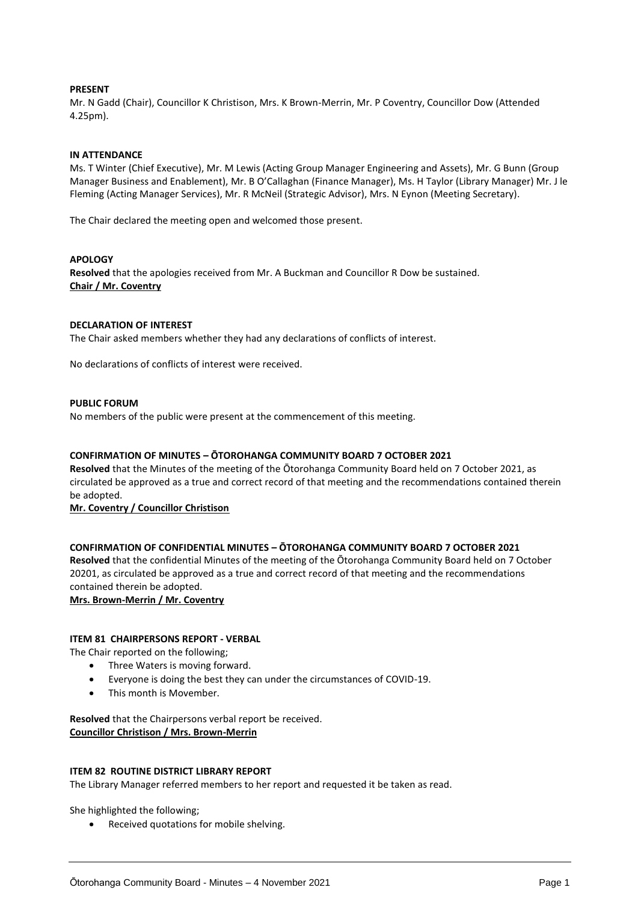**PRESENT**
Mr. N Gadd (Chair), Councillor K Christison, Mrs. K Brown-Merrin, Mr. P Coventry, Councillor Dow (Attended 4.25pm).

**IN ATTENDANCE**
Ms. T Winter (Chief Executive), Mr. M Lewis (Acting Group Manager Engineering and Assets), Mr. G Bunn (Group Manager Business and Enablement), Mr. B O'Callaghan (Finance Manager), Ms. H Taylor (Library Manager) Mr. J le Fleming (Acting Manager Services), Mr. R McNeil (Strategic Advisor), Mrs. N Eynon (Meeting Secretary).

The Chair declared the meeting open and welcomed those present.

**APOLOGY**
**Resolved** that the apologies received from Mr. A Buckman and Councillor R Dow be sustained.
**Chair / Mr. Coventry**

**DECLARATION OF INTEREST**
The Chair asked members whether they had any declarations of conflicts of interest.

No declarations of conflicts of interest were received.

**PUBLIC FORUM**
No members of the public were present at the commencement of this meeting.

**CONFIRMATION OF MINUTES – ŌTOROHANGA COMMUNITY BOARD 7 OCTOBER 2021**
**Resolved** that the Minutes of the meeting of the Ōtorohanga Community Board held on 7 October 2021, as circulated be approved as a true and correct record of that meeting and the recommendations contained therein be adopted.
**Mr. Coventry / Councillor Christison**

**CONFIRMATION OF CONFIDENTIAL MINUTES – ŌTOROHANGA COMMUNITY BOARD 7 OCTOBER 2021**
**Resolved** that the confidential Minutes of the meeting of the Ōtorohanga Community Board held on 7 October 20201, as circulated be approved as a true and correct record of that meeting and the recommendations contained therein be adopted.
**Mrs. Brown-Merrin / Mr. Coventry**

**ITEM 81 CHAIRPERSONS REPORT - VERBAL**
The Chair reported on the following;

- Three Waters is moving forward.
- Everyone is doing the best they can under the circumstances of COVID-19.
- This month is Movember.

**Resolved** that the Chairpersons verbal report be received.
**Councillor Christison / Mrs. Brown-Merrin**

**ITEM 82 ROUTINE DISTRICT LIBRARY REPORT**
The Library Manager referred members to her report and requested it be taken as read.

She highlighted the following;

- Received quotations for mobile shelving.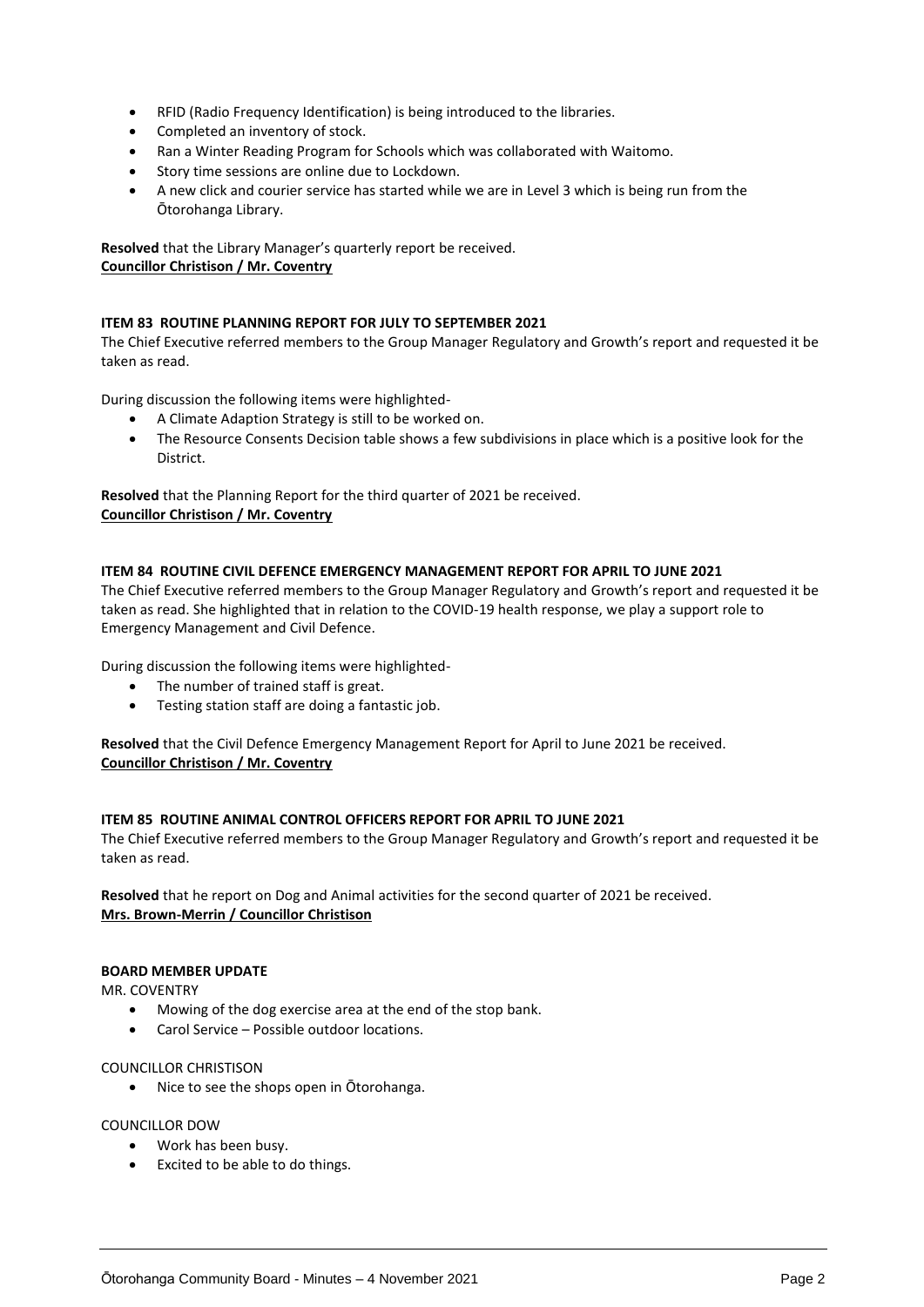- RFID (Radio Frequency Identification) is being introduced to the libraries.
- Completed an inventory of stock.
- Ran a Winter Reading Program for Schools which was collaborated with Waitomo.
- Story time sessions are online due to Lockdown.
- A new click and courier service has started while we are in Level 3 which is being run from the Ōtorohanga Library.

**Resolved** that the Library Manager's quarterly report be received.
**Councillor Christison / Mr. Coventry**

**ITEM 83 ROUTINE PLANNING REPORT FOR JULY TO SEPTEMBER 2021**

The Chief Executive referred members to the Group Manager Regulatory and Growth's report and requested it be taken as read.

During discussion the following items were highlighted-

- A Climate Adaption Strategy is still to be worked on.
- The Resource Consents Decision table shows a few subdivisions in place which is a positive look for the District.

**Resolved** that the Planning Report for the third quarter of 2021 be received.
**Councillor Christison / Mr. Coventry**

**ITEM 84 ROUTINE CIVIL DEFENCE EMERGENCY MANAGEMENT REPORT FOR APRIL TO JUNE 2021**

The Chief Executive referred members to the Group Manager Regulatory and Growth's report and requested it be taken as read. She highlighted that in relation to the COVID-19 health response, we play a support role to Emergency Management and Civil Defence.

During discussion the following items were highlighted-

- The number of trained staff is great.
- Testing station staff are doing a fantastic job.

**Resolved** that the Civil Defence Emergency Management Report for April to June 2021 be received.
**Councillor Christison / Mr. Coventry**

**ITEM 85 ROUTINE ANIMAL CONTROL OFFICERS REPORT FOR APRIL TO JUNE 2021**

The Chief Executive referred members to the Group Manager Regulatory and Growth's report and requested it be taken as read.

**Resolved** that he report on Dog and Animal activities for the second quarter of 2021 be received.
**Mrs. Brown-Merrin / Councillor Christison**

**BOARD MEMBER UPDATE**

MR. COVENTRY

- Mowing of the dog exercise area at the end of the stop bank.
- Carol Service – Possible outdoor locations.

COUNCILLOR CHRISTISON

- Nice to see the shops open in Ōtorohanga.

COUNCILLOR DOW

- Work has been busy.
- Excited to be able to do things.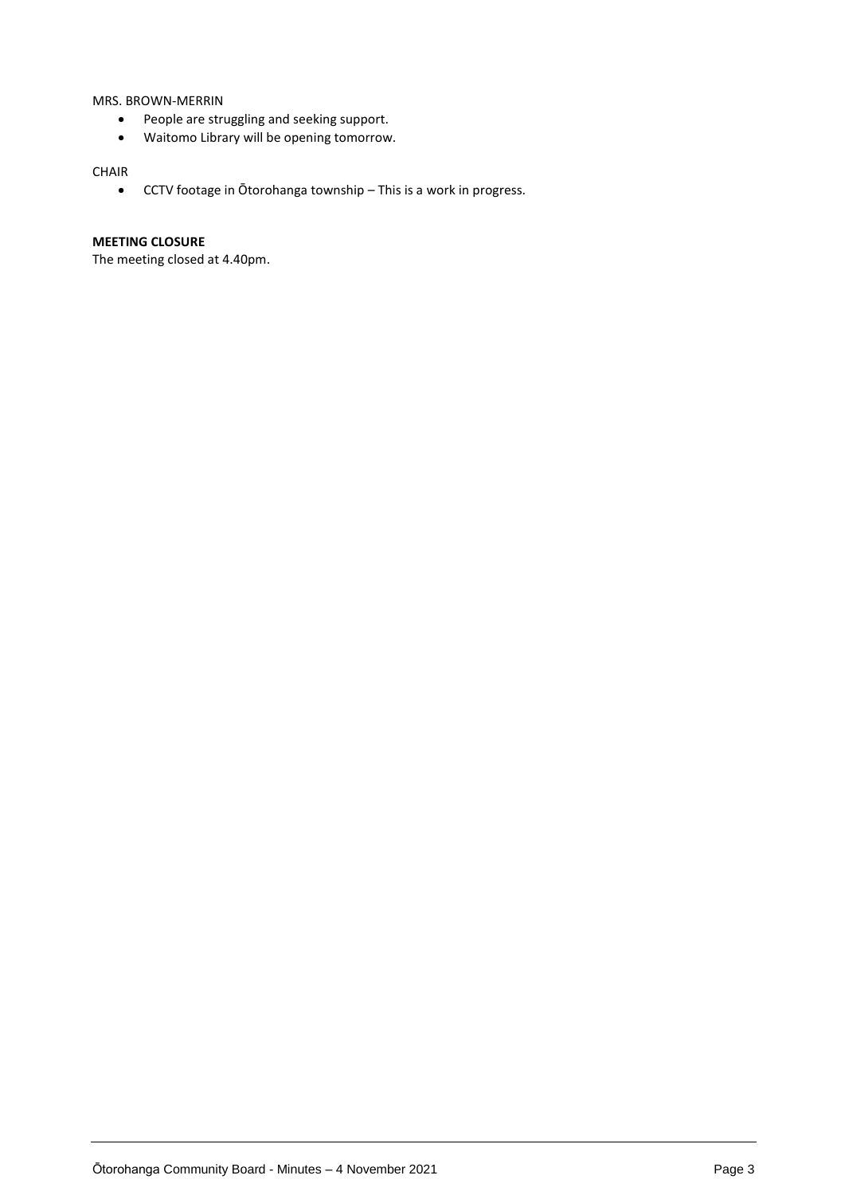MRS. BROWN-MERRIN

- People are struggling and seeking support.
- Waitomo Library will be opening tomorrow.

CHAIR

- CCTV footage in Ōtorohanga township – This is a work in progress.

**MEETING CLOSURE**

The meeting closed at 4.40pm.